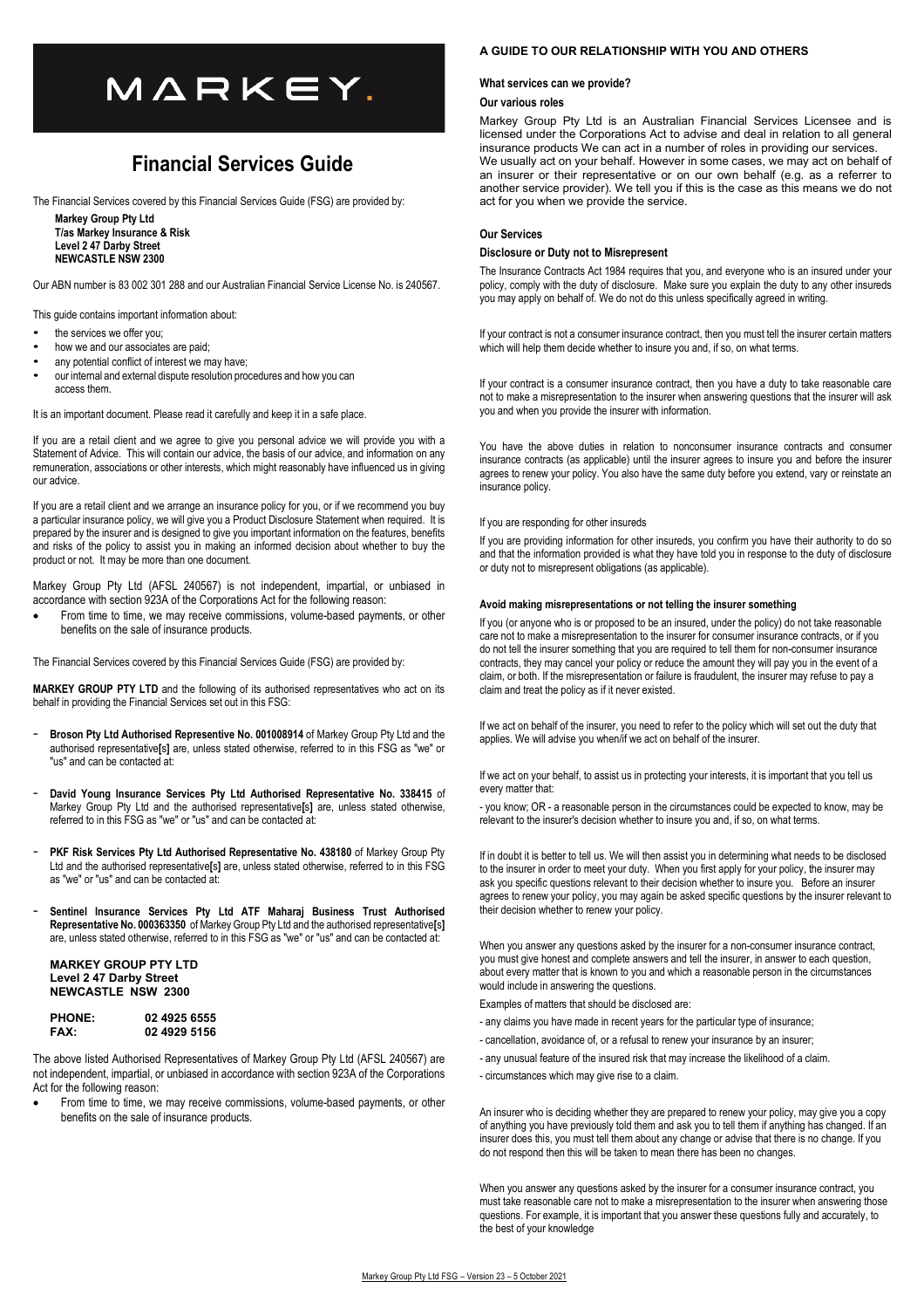# MARKEY.

# Financial Services Guide

The Financial Services covered by this Financial Services Guide (FSG) are provided by:

**Markey Group Pty Ltd**
**T/as Markey Insurance & Risk**
**Level 2 47 Darby Street**
**NEWCASTLE NSW 2300**

Our ABN number is 83 002 301 288 and our Australian Financial Service License No. is 240567.

This guide contains important information about:

- the services we offer you;
- how we and our associates are paid;
- any potential conflict of interest we may have;
- our internal and external dispute resolution procedures and how you can access them.

It is an important document. Please read it carefully and keep it in a safe place.

If you are a retail client and we agree to give you personal advice we will provide you with a Statement of Advice. This will contain our advice, the basis of our advice, and information on any remuneration, associations or other interests, which might reasonably have influenced us in giving our advice.

If you are a retail client and we arrange an insurance policy for you, or if we recommend you buy a particular insurance policy, we will give you a Product Disclosure Statement when required. It is prepared by the insurer and is designed to give you important information on the features, benefits and risks of the policy to assist you in making an informed decision about whether to buy the product or not. It may be more than one document.

Markey Group Pty Ltd (AFSL 240567) is not independent, impartial, or unbiased in accordance with section 923A of the Corporations Act for the following reason:

- From time to time, we may receive commissions, volume-based payments, or other benefits on the sale of insurance products.

The Financial Services covered by this Financial Services Guide (FSG) are provided by:

**MARKEY GROUP PTY LTD** and the following of its authorised representatives who act on its behalf in providing the Financial Services set out in this FSG:

- **Broson Pty Ltd Authorised Representive No. 001008914** of Markey Group Pty Ltd and the authorised representative**[s]** are, unless stated otherwise, referred to in this FSG as "we" or "us" and can be contacted at:
- **David Young Insurance Services Pty Ltd Authorised Representative No. 338415** of Markey Group Pty Ltd and the authorised representative**[s]** are, unless stated otherwise, referred to in this FSG as "we" or "us" and can be contacted at:
- **PKF Risk Services Pty Ltd Authorised Representative No. 438180** of Markey Group Pty Ltd and the authorised representative**[s]** are, unless stated otherwise, referred to in this FSG as "we" or "us" and can be contacted at:
- **Sentinel Insurance Services Pty Ltd ATF Maharaj Business Trust Authorised Representative No. 000363350** of Markey Group Pty Ltd and the authorised representative**[s]** are, unless stated otherwise, referred to in this FSG as "we" or "us" and can be contacted at:

**MARKEY GROUP PTY LTD**
**Level 2 47 Darby Street**
**NEWCASTLE NSW 2300**

| | |
|---|---|
| **PHONE:** | **02 4925 6555** |
| **FAX:** | **02 4929 5156** |

The above listed Authorised Representatives of Markey Group Pty Ltd (AFSL 240567) are not independent, impartial, or unbiased in accordance with section 923A of the Corporations Act for the following reason:

- From time to time, we may receive commissions, volume-based payments, or other benefits on the sale of insurance products.

#### A GUIDE TO OUR RELATIONSHIP WITH YOU AND OTHERS

**What services can we provide?**

**Our various roles**

Markey Group Pty Ltd is an Australian Financial Services Licensee and is licensed under the Corporations Act to advise and deal in relation to all general insurance products We can act in a number of roles in providing our services. We usually act on your behalf. However in some cases, we may act on behalf of an insurer or their representative or on our own behalf (e.g. as a referrer to another service provider). We tell you if this is the case as this means we do not act for you when we provide the service.

**Our Services**

**Disclosure or Duty not to Misrepresent**

The Insurance Contracts Act 1984 requires that you, and everyone who is an insured under your policy, comply with the duty of disclosure. Make sure you explain the duty to any other insureds you may apply on behalf of. We do not do this unless specifically agreed in writing.

If your contract is not a consumer insurance contract, then you must tell the insurer certain matters which will help them decide whether to insure you and, if so, on what terms.

If your contract is a consumer insurance contract, then you have a duty to take reasonable care not to make a misrepresentation to the insurer when answering questions that the insurer will ask you and when you provide the insurer with information.

You have the above duties in relation to nonconsumer insurance contracts and consumer insurance contracts (as applicable) until the insurer agrees to insure you and before the insurer agrees to renew your policy. You also have the same duty before you extend, vary or reinstate an insurance policy.

If you are responding for other insureds

If you are providing information for other insureds, you confirm you have their authority to do so and that the information provided is what they have told you in response to the duty of disclosure or duty not to misrepresent obligations (as applicable).

**Avoid making misrepresentations or not telling the insurer something**

If you (or anyone who is or proposed to be an insured, under the policy) do not take reasonable care not to make a misrepresentation to the insurer for consumer insurance contracts, or if you do not tell the insurer something that you are required to tell them for non-consumer insurance contracts, they may cancel your policy or reduce the amount they will pay you in the event of a claim, or both. If the misrepresentation or failure is fraudulent, the insurer may refuse to pay a claim and treat the policy as if it never existed.

If we act on behalf of the insurer, you need to refer to the policy which will set out the duty that applies. We will advise you when/if we act on behalf of the insurer.

If we act on your behalf, to assist us in protecting your interests, it is important that you tell us every matter that:

- you know; OR - a reasonable person in the circumstances could be expected to know, may be relevant to the insurer's decision whether to insure you and, if so, on what terms.

If in doubt it is better to tell us. We will then assist you in determining what needs to be disclosed to the insurer in order to meet your duty. When you first apply for your policy, the insurer may ask you specific questions relevant to their decision whether to insure you. Before an insurer agrees to renew your policy, you may again be asked specific questions by the insurer relevant to their decision whether to renew your policy.

When you answer any questions asked by the insurer for a non-consumer insurance contract, you must give honest and complete answers and tell the insurer, in answer to each question, about every matter that is known to you and which a reasonable person in the circumstances would include in answering the questions.

Examples of matters that should be disclosed are:

- any claims you have made in recent years for the particular type of insurance;
- cancellation, avoidance of, or a refusal to renew your insurance by an insurer;
- any unusual feature of the insured risk that may increase the likelihood of a claim.
- circumstances which may give rise to a claim.

An insurer who is deciding whether they are prepared to renew your policy, may give you a copy of anything you have previously told them and ask you to tell them if anything has changed. If an insurer does this, you must tell them about any change or advise that there is no change. If you do not respond then this will be taken to mean there has been no changes.

When you answer any questions asked by the insurer for a consumer insurance contract, you must take reasonable care not to make a misrepresentation to the insurer when answering those questions. For example, it is important that you answer these questions fully and accurately, to the best of your knowledge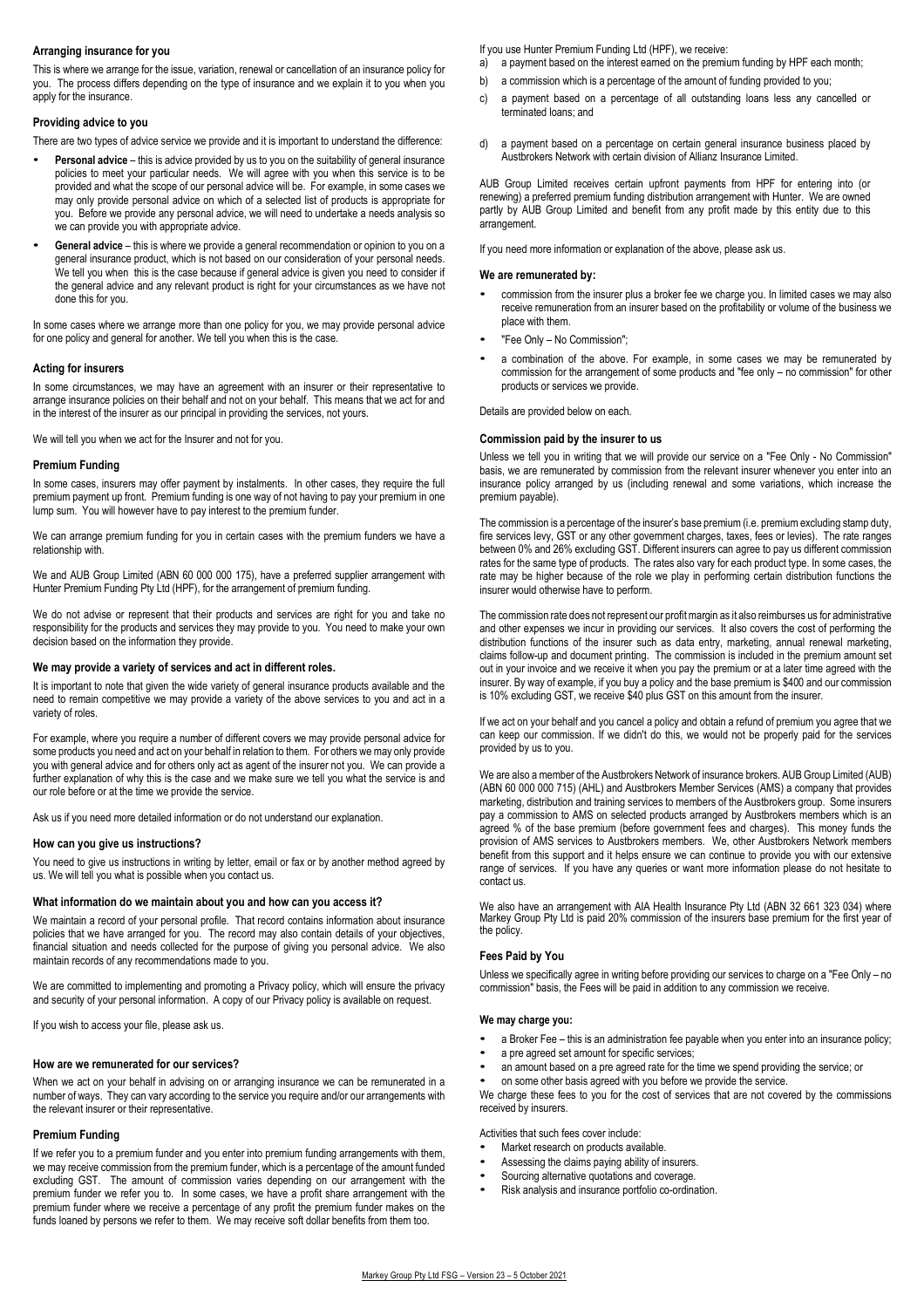### Arranging insurance for you

This is where we arrange for the issue, variation, renewal or cancellation of an insurance policy for you. The process differs depending on the type of insurance and we explain it to you when you apply for the insurance.

### Providing advice to you

There are two types of advice service we provide and it is important to understand the difference:

- **Personal advice** – this is advice provided by us to you on the suitability of general insurance policies to meet your particular needs. We will agree with you when this service is to be provided and what the scope of our personal advice will be. For example, in some cases we may only provide personal advice on which of a selected list of products is appropriate for you. Before we provide any personal advice, we will need to undertake a needs analysis so we can provide you with appropriate advice.
- **General advice** – this is where we provide a general recommendation or opinion to you on a general insurance product, which is not based on our consideration of your personal needs. We tell you when this is the case because if general advice is given you need to consider if the general advice and any relevant product is right for your circumstances as we have not done this for you.

In some cases where we arrange more than one policy for you, we may provide personal advice for one policy and general for another. We tell you when this is the case.

### Acting for insurers

In some circumstances, we may have an agreement with an insurer or their representative to arrange insurance policies on their behalf and not on your behalf. This means that we act for and in the interest of the insurer as our principal in providing the services, not yours.

We will tell you when we act for the Insurer and not for you.

### Premium Funding

In some cases, insurers may offer payment by instalments. In other cases, they require the full premium payment up front. Premium funding is one way of not having to pay your premium in one lump sum. You will however have to pay interest to the premium funder.

We can arrange premium funding for you in certain cases with the premium funders we have a relationship with.

We and AUB Group Limited (ABN 60 000 000 175), have a preferred supplier arrangement with Hunter Premium Funding Pty Ltd (HPF), for the arrangement of premium funding.

We do not advise or represent that their products and services are right for you and take no responsibility for the products and services they may provide to you. You need to make your own decision based on the information they provide.

### We may provide a variety of services and act in different roles.

It is important to note that given the wide variety of general insurance products available and the need to remain competitive we may provide a variety of the above services to you and act in a variety of roles.

For example, where you require a number of different covers we may provide personal advice for some products you need and act on your behalf in relation to them. For others we may only provide you with general advice and for others only act as agent of the insurer not you. We can provide a further explanation of why this is the case and we make sure we tell you what the service is and our role before or at the time we provide the service.

Ask us if you need more detailed information or do not understand our explanation.

### How can you give us instructions?

You need to give us instructions in writing by letter, email or fax or by another method agreed by us. We will tell you what is possible when you contact us.

### What information do we maintain about you and how can you access it?

We maintain a record of your personal profile. That record contains information about insurance policies that we have arranged for you. The record may also contain details of your objectives, financial situation and needs collected for the purpose of giving you personal advice. We also maintain records of any recommendations made to you.

We are committed to implementing and promoting a Privacy policy, which will ensure the privacy and security of your personal information. A copy of our Privacy policy is available on request.

If you wish to access your file, please ask us.

### How are we remunerated for our services?

When we act on your behalf in advising on or arranging insurance we can be remunerated in a number of ways. They can vary according to the service you require and/or our arrangements with the relevant insurer or their representative.

### Premium Funding

If we refer you to a premium funder and you enter into premium funding arrangements with them, we may receive commission from the premium funder, which is a percentage of the amount funded excluding GST. The amount of commission varies depending on our arrangement with the premium funder we refer you to. In some cases, we have a profit share arrangement with the premium funder where we receive a percentage of any profit the premium funder makes on the funds loaned by persons we refer to them. We may receive soft dollar benefits from them too.

If you use Hunter Premium Funding Ltd (HPF), we receive:

a) a payment based on the interest earned on the premium funding by HPF each month;

b) a commission which is a percentage of the amount of funding provided to you;

c) a payment based on a percentage of all outstanding loans less any cancelled or terminated loans; and

d) a payment based on a percentage on certain general insurance business placed by Austbrokers Network with certain division of Allianz Insurance Limited.

AUB Group Limited receives certain upfront payments from HPF for entering into (or renewing) a preferred premium funding distribution arrangement with Hunter. We are owned partly by AUB Group Limited and benefit from any profit made by this entity due to this arrangement.

If you need more information or explanation of the above, please ask us.

### We are remunerated by:

- commission from the insurer plus a broker fee we charge you. In limited cases we may also receive remuneration from an insurer based on the profitability or volume of the business we place with them.
- "Fee Only – No Commission";
- a combination of the above. For example, in some cases we may be remunerated by commission for the arrangement of some products and "fee only – no commission" for other products or services we provide.

Details are provided below on each.

### Commission paid by the insurer to us

Unless we tell you in writing that we will provide our service on a "Fee Only - No Commission" basis, we are remunerated by commission from the relevant insurer whenever you enter into an insurance policy arranged by us (including renewal and some variations, which increase the premium payable).

The commission is a percentage of the insurer's base premium (i.e. premium excluding stamp duty, fire services levy, GST or any other government charges, taxes, fees or levies). The rate ranges between 0% and 26% excluding GST. Different insurers can agree to pay us different commission rates for the same type of products. The rates also vary for each product type. In some cases, the rate may be higher because of the role we play in performing certain distribution functions the insurer would otherwise have to perform.

The commission rate does not represent our profit margin as it also reimburses us for administrative and other expenses we incur in providing our services. It also covers the cost of performing the distribution functions of the insurer such as data entry, marketing, annual renewal marketing, claims follow-up and document printing. The commission is included in the premium amount set out in your invoice and we receive it when you pay the premium or at a later time agreed with the insurer. By way of example, if you buy a policy and the base premium is $400 and our commission is 10% excluding GST, we receive $40 plus GST on this amount from the insurer.

If we act on your behalf and you cancel a policy and obtain a refund of premium you agree that we can keep our commission. If we didn't do this, we would not be properly paid for the services provided by us to you.

We are also a member of the Austbrokers Network of insurance brokers. AUB Group Limited (AUB) (ABN 60 000 000 715) (AHL) and Austbrokers Member Services (AMS) a company that provides marketing, distribution and training services to members of the Austbrokers group. Some insurers pay a commission to AMS on selected products arranged by Austbrokers members which is an agreed % of the base premium (before government fees and charges). This money funds the provision of AMS services to Austbrokers members. We, other Austbrokers Network members benefit from this support and it helps ensure we can continue to provide you with our extensive range of services. If you have any queries or want more information please do not hesitate to contact us.

We also have an arrangement with AIA Health Insurance Pty Ltd (ABN 32 661 323 034) where Markey Group Pty Ltd is paid 20% commission of the insurers base premium for the first year of the policy.

### Fees Paid by You

Unless we specifically agree in writing before providing our services to charge on a "Fee Only – no commission" basis, the Fees will be paid in addition to any commission we receive.

### We may charge you:

- a Broker Fee – this is an administration fee payable when you enter into an insurance policy;
- a pre agreed set amount for specific services;
- an amount based on a pre agreed rate for the time we spend providing the service; or
- on some other basis agreed with you before we provide the service.

We charge these fees to you for the cost of services that are not covered by the commissions received by insurers.

Activities that such fees cover include:

- Market research on products available.
- Assessing the claims paying ability of insurers.
- Sourcing alternative quotations and coverage.
- Risk analysis and insurance portfolio co-ordination.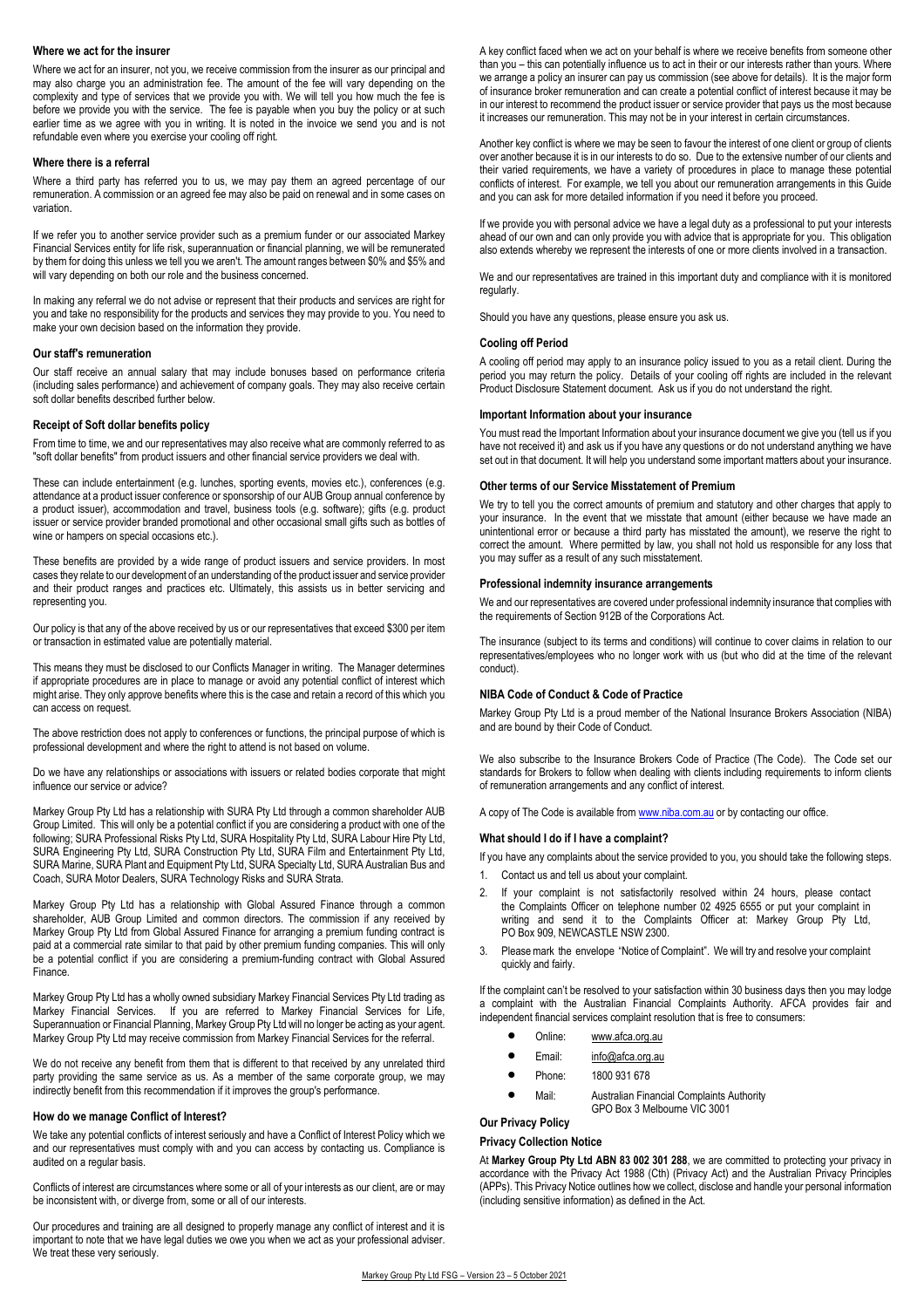## Where we act for the insurer

Where we act for an insurer, not you, we receive commission from the insurer as our principal and may also charge you an administration fee. The amount of the fee will vary depending on the complexity and type of services that we provide you with. We will tell you how much the fee is before we provide you with the service. The fee is payable when you buy the policy or at such earlier time as we agree with you in writing. It is noted in the invoice we send you and is not refundable even where you exercise your cooling off right.

## Where there is a referral

Where a third party has referred you to us, we may pay them an agreed percentage of our remuneration. A commission or an agreed fee may also be paid on renewal and in some cases on variation.

If we refer you to another service provider such as a premium funder or our associated Markey Financial Services entity for life risk, superannuation or financial planning, we will be remunerated by them for doing this unless we tell you we aren't. The amount ranges between $0% and $5% and will vary depending on both our role and the business concerned.

In making any referral we do not advise or represent that their products and services are right for you and take no responsibility for the products and services they may provide to you. You need to make your own decision based on the information they provide.

## Our staff's remuneration

Our staff receive an annual salary that may include bonuses based on performance criteria (including sales performance) and achievement of company goals. They may also receive certain soft dollar benefits described further below.

## Receipt of Soft dollar benefits policy

From time to time, we and our representatives may also receive what are commonly referred to as "soft dollar benefits" from product issuers and other financial service providers we deal with.

These can include entertainment (e.g. lunches, sporting events, movies etc.), conferences (e.g. attendance at a product issuer conference or sponsorship of our AUB Group annual conference by a product issuer), accommodation and travel, business tools (e.g. software); gifts (e.g. product issuer or service provider branded promotional and other occasional small gifts such as bottles of wine or hampers on special occasions etc.).

These benefits are provided by a wide range of product issuers and service providers. In most cases they relate to our development of an understanding of the product issuer and service provider and their product ranges and practices etc. Ultimately, this assists us in better servicing and representing you.

Our policy is that any of the above received by us or our representatives that exceed $300 per item or transaction in estimated value are potentially material.

This means they must be disclosed to our Conflicts Manager in writing. The Manager determines if appropriate procedures are in place to manage or avoid any potential conflict of interest which might arise. They only approve benefits where this is the case and retain a record of this which you can access on request.

The above restriction does not apply to conferences or functions, the principal purpose of which is professional development and where the right to attend is not based on volume.

Do we have any relationships or associations with issuers or related bodies corporate that might influence our service or advice?

Markey Group Pty Ltd has a relationship with SURA Pty Ltd through a common shareholder AUB Group Limited. This will only be a potential conflict if you are considering a product with one of the following; SURA Professional Risks Pty Ltd, SURA Hospitality Pty Ltd, SURA Labour Hire Pty Ltd, SURA Engineering Pty Ltd, SURA Construction Pty Ltd, SURA Film and Entertainment Pty Ltd, SURA Marine, SURA Plant and Equipment Pty Ltd, SURA Specialty Ltd, SURA Australian Bus and Coach, SURA Motor Dealers, SURA Technology Risks and SURA Strata.

Markey Group Pty Ltd has a relationship with Global Assured Finance through a common shareholder, AUB Group Limited and common directors. The commission if any received by Markey Group Pty Ltd from Global Assured Finance for arranging a premium funding contract is paid at a commercial rate similar to that paid by other premium funding companies. This will only be a potential conflict if you are considering a premium-funding contract with Global Assured Finance.

Markey Group Pty Ltd has a wholly owned subsidiary Markey Financial Services Pty Ltd trading as Markey Financial Services. If you are referred to Markey Financial Services for Life, Superannuation or Financial Planning, Markey Group Pty Ltd will no longer be acting as your agent. Markey Group Pty Ltd may receive commission from Markey Financial Services for the referral.

We do not receive any benefit from them that is different to that received by any unrelated third party providing the same service as us. As a member of the same corporate group, we may indirectly benefit from this recommendation if it improves the group's performance.

## How do we manage Conflict of Interest?

We take any potential conflicts of interest seriously and have a Conflict of Interest Policy which we and our representatives must comply with and you can access by contacting us. Compliance is audited on a regular basis.

Conflicts of interest are circumstances where some or all of your interests as our client, are or may be inconsistent with, or diverge from, some or all of our interests.

Our procedures and training are all designed to properly manage any conflict of interest and it is important to note that we have legal duties we owe you when we act as your professional adviser. We treat these very seriously.

A key conflict faced when we act on your behalf is where we receive benefits from someone other than you – this can potentially influence us to act in their or our interests rather than yours. Where we arrange a policy an insurer can pay us commission (see above for details). It is the major form of insurance broker remuneration and can create a potential conflict of interest because it may be in our interest to recommend the product issuer or service provider that pays us the most because it increases our remuneration. This may not be in your interest in certain circumstances.

Another key conflict is where we may be seen to favour the interest of one client or group of clients over another because it is in our interests to do so. Due to the extensive number of our clients and their varied requirements, we have a variety of procedures in place to manage these potential conflicts of interest. For example, we tell you about our remuneration arrangements in this Guide and you can ask for more detailed information if you need it before you proceed.

If we provide you with personal advice we have a legal duty as a professional to put your interests ahead of our own and can only provide you with advice that is appropriate for you. This obligation also extends whereby we represent the interests of one or more clients involved in a transaction.

We and our representatives are trained in this important duty and compliance with it is monitored regularly.

Should you have any questions, please ensure you ask us.

## Cooling off Period

A cooling off period may apply to an insurance policy issued to you as a retail client. During the period you may return the policy. Details of your cooling off rights are included in the relevant Product Disclosure Statement document. Ask us if you do not understand the right.

## Important Information about your insurance

You must read the Important Information about your insurance document we give you (tell us if you have not received it) and ask us if you have any questions or do not understand anything we have set out in that document. It will help you understand some important matters about your insurance.

## Other terms of our Service Misstatement of Premium

We try to tell you the correct amounts of premium and statutory and other charges that apply to your insurance. In the event that we misstate that amount (either because we have made an unintentional error or because a third party has misstated the amount), we reserve the right to correct the amount. Where permitted by law, you shall not hold us responsible for any loss that you may suffer as a result of any such misstatement.

## Professional indemnity insurance arrangements

We and our representatives are covered under professional indemnity insurance that complies with the requirements of Section 912B of the Corporations Act.

The insurance (subject to its terms and conditions) will continue to cover claims in relation to our representatives/employees who no longer work with us (but who did at the time of the relevant conduct).

## NIBA Code of Conduct & Code of Practice

Markey Group Pty Ltd is a proud member of the National Insurance Brokers Association (NIBA) and are bound by their Code of Conduct.

We also subscribe to the Insurance Brokers Code of Practice (The Code). The Code set our standards for Brokers to follow when dealing with clients including requirements to inform clients of remuneration arrangements and any conflict of interest.

A copy of The Code is available from www.niba.com.au or by contacting our office.

## What should I do if I have a complaint?

If you have any complaints about the service provided to you, you should take the following steps.

1. Contact us and tell us about your complaint.
2. If your complaint is not satisfactorily resolved within 24 hours, please contact the Complaints Officer on telephone number 02 4925 6555 or put your complaint in writing and send it to the Complaints Officer at: Markey Group Pty Ltd, PO Box 909, NEWCASTLE NSW 2300.
3. Please mark the envelope "Notice of Complaint". We will try and resolve your complaint quickly and fairly.

If the complaint can't be resolved to your satisfaction within 30 business days then you may lodge a complaint with the Australian Financial Complaints Authority. AFCA provides fair and independent financial services complaint resolution that is free to consumers:

- Online: www.afca.org.au
- Email: info@afca.org.au
- Phone: 1800 931 678
- Mail: Australian Financial Complaints Authority GPO Box 3 Melbourne VIC 3001

## Our Privacy Policy

### Privacy Collection Notice

At **Markey Group Pty Ltd ABN 83 002 301 288**, we are committed to protecting your privacy in accordance with the Privacy Act 1988 (Cth) (Privacy Act) and the Australian Privacy Principles (APPs). This Privacy Notice outlines how we collect, disclose and handle your personal information (including sensitive information) as defined in the Act.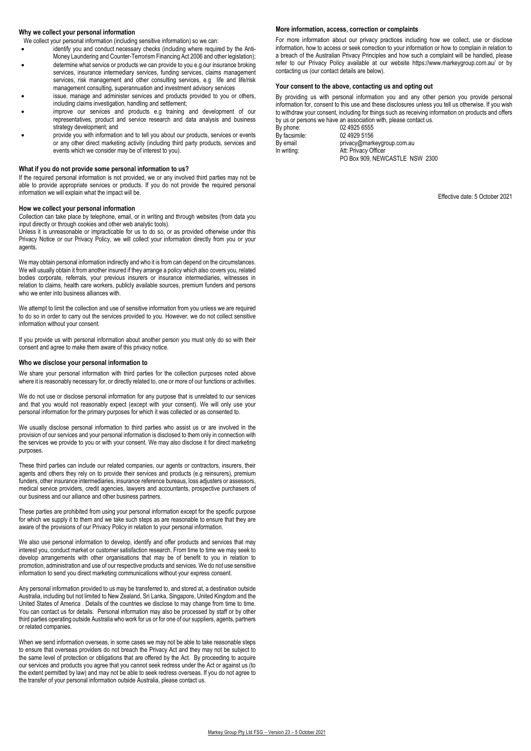### Why we collect your personal information

We collect your personal information (including sensitive information) so we can:

- identify you and conduct necessary checks (including where required by the Anti-Money Laundering and Counter-Terrorism Financing Act 2006 and other legislation);
- determine what service or products we can provide to you e.g our insurance broking services, insurance intermediary services, funding services, claims management services, risk management and other consulting services, e.g life and life/risk management consulting, superannuation and investment advisory services
- issue, manage and administer services and products provided to you or others, including claims investigation, handling and settlement;
- improve our services and products e.g training and development of our representatives, product and service research and data analysis and business strategy development; and
- provide you with information and to tell you about our products, services or events or any other direct marketing activity (including third party products, services and events which we consider may be of interest to you).

### What if you do not provide some personal information to us?

If the required personal information is not provided, we or any involved third parties may not be able to provide appropriate services or products. If you do not provide the required personal information we will explain what the impact will be.

### How we collect your personal information

Collection can take place by telephone, email, or in writing and through websites (from data you input directly or through cookies and other web analytic tools).

Unless it is unreasonable or impracticable for us to do so, or as provided otherwise under this Privacy Notice or our Privacy Policy, we will collect your information directly from you or your agents.

We may obtain personal information indirectly and who it is from can depend on the circumstances. We will usually obtain it from another insured if they arrange a policy which also covers you, related bodies corporate, referrals, your previous insurers or insurance intermediaries, witnesses in relation to claims, health care workers, publicly available sources, premium funders and persons who we enter into business alliances with.

We attempt to limit the collection and use of sensitive information from you unless we are required to do so in order to carry out the services provided to you. However, we do not collect sensitive information without your consent.

If you provide us with personal information about another person you must only do so with their consent and agree to make them aware of this privacy notice.

### Who we disclose your personal information to

We share your personal information with third parties for the collection purposes noted above where it is reasonably necessary for, or directly related to, one or more of our functions or activities.

We do not use or disclose personal information for any purpose that is unrelated to our services and that you would not reasonably expect (except with your consent). We will only use your personal information for the primary purposes for which it was collected or as consented to.

We usually disclose personal information to third parties who assist us or are involved in the provision of our services and your personal information is disclosed to them only in connection with the services we provide to you or with your consent. We may also disclose it for direct marketing purposes.

These third parties can include our related companies, our agents or contractors, insurers, their agents and others they rely on to provide their services and products (e.g reinsurers), premium funders, other insurance intermediaries, insurance reference bureaus, loss adjusters or assessors, medical service providers, credit agencies, lawyers and accountants, prospective purchasers of our business and our alliance and other business partners.

These parties are prohibited from using your personal information except for the specific purpose for which we supply it to them and we take such steps as are reasonable to ensure that they are aware of the provisions of our Privacy Policy in relation to your personal information.

We also use personal information to develop, identify and offer products and services that may interest you, conduct market or customer satisfaction research. From time to time we may seek to develop arrangements with other organisations that may be of benefit to you in relation to promotion, administration and use of our respective products and services. We do not use sensitive information to send you direct marketing communications without your express consent.

Any personal information provided to us may be transferred to, and stored at, a destination outside Australia, including but not limited to New Zealand, Sri Lanka, Singapore, United Kingdom and the United States of America . Details of the countries we disclose to may change from time to time. You can contact us for details. Personal information may also be processed by staff or by other third parties operating outside Australia who work for us or for one of our suppliers, agents, partners or related companies.

When we send information overseas, in some cases we may not be able to take reasonable steps to ensure that overseas providers do not breach the Privacy Act and they may not be subject to the same level of protection or obligations that are offered by the Act. By proceeding to acquire our services and products you agree that you cannot seek redress under the Act or against us (to the extent permitted by law) and may not be able to seek redress overseas. If you do not agree to the transfer of your personal information outside Australia, please contact us.

### More information, access, correction or complaints

For more information about our privacy practices including how we collect, use or disclose information, how to access or seek correction to your information or how to complain in relation to a breach of the Australian Privacy Principles and how such a complaint will be handled, please refer to our Privacy Policy available at our website https://www.markeygroup.com.au/ or by contacting us (our contact details are below).

### Your consent to the above, contacting us and opting out

By providing us with personal information you and any other person you provide personal information for, consent to this use and these disclosures unless you tell us otherwise. If you wish to withdraw your consent, including for things such as receiving information on products and offers by us or persons we have an association with, please contact us.

| | |
|---|---|
| By phone: | 02 4925 6555 |
| By facsimile: | 02 4929 5156 |
| By email | privacy@markeygroup.com.au |
| In writing: | Att: Privacy Officer<br>PO Box 909, NEWCASTLE NSW 2300 |

Effective date: 5 October 2021

Markey Group Pty Ltd FSG – Version 23 – 5 October 2021